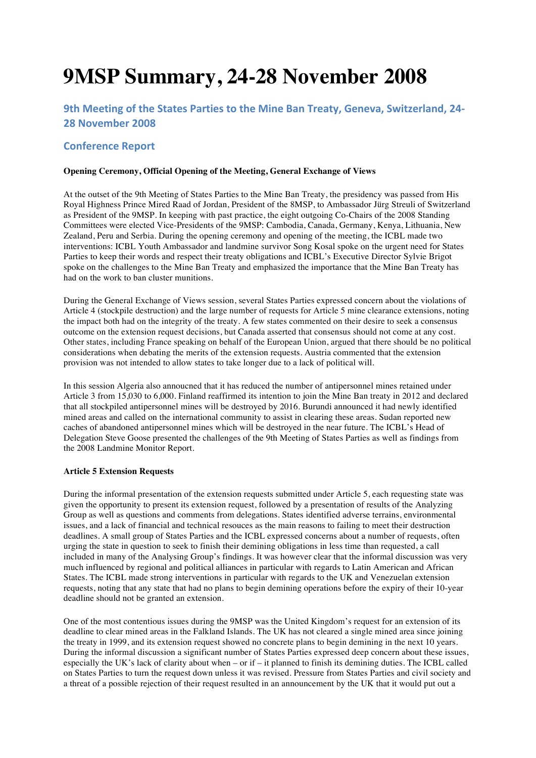# 9MSP Summary, 24-28 November 2008

## 9th Meeting of the States Parties to the Mine Ban Treaty, Geneva, Switzerland, 24-28 November 2008

## Conference Report

**Opening Ceremony, Official Opening of the Meeting, General Exchange of Views**

At the outset of the 9th Meeting of States Parties to the Mine Ban Treaty, the presidency was passed from His Royal Highness Prince Mired Raad of Jordan, President of the 8MSP, to Ambassador Jürg Streuli of Switzerland as President of the 9MSP. In keeping with past practice, the eight outgoing Co-Chairs of the 2008 Standing Committees were elected Vice-Presidents of the 9MSP: Cambodia, Canada, Germany, Kenya, Lithuania, New Zealand, Peru and Serbia. During the opening ceremony and opening of the meeting, the ICBL made two interventions: ICBL Youth Ambassador and landmine survivor Song Kosal spoke on the urgent need for States Parties to keep their words and respect their treaty obligations and ICBL's Executive Director Sylvie Brigot spoke on the challenges to the Mine Ban Treaty and emphasized the importance that the Mine Ban Treaty has had on the work to ban cluster munitions.

During the General Exchange of Views session, several States Parties expressed concern about the violations of Article 4 (stockpile destruction) and the large number of requests for Article 5 mine clearance extensions, noting the impact both had on the integrity of the treaty. A few states commented on their desire to seek a consensus outcome on the extension request decisions, but Canada asserted that consensus should not come at any cost. Other states, including France speaking on behalf of the European Union, argued that there should be no political considerations when debating the merits of the extension requests. Austria commented that the extension provision was not intended to allow states to take longer due to a lack of political will.

In this session Algeria also annoucned that it has reduced the number of antipersonnel mines retained under Article 3 from 15,030 to 6,000. Finland reaffirmed its intention to join the Mine Ban treaty in 2012 and declared that all stockpiled antipersonnel mines will be destroyed by 2016. Burundi announced it had newly identified mined areas and called on the international community to assist in clearing these areas. Sudan reported new caches of abandoned antipersonnel mines which will be destroyed in the near future. The ICBL's Head of Delegation Steve Goose presented the challenges of the 9th Meeting of States Parties as well as findings from the 2008 Landmine Monitor Report.

**Article 5 Extension Requests**

During the informal presentation of the extension requests submitted under Article 5, each requesting state was given the opportunity to present its extension request, followed by a presentation of results of the Analyzing Group as well as questions and comments from delegations. States identified adverse terrains, environmental issues, and a lack of financial and technical resouces as the main reasons to failing to meet their destruction deadlines. A small group of States Parties and the ICBL expressed concerns about a number of requests, often urging the state in question to seek to finish their demining obligations in less time than requested, a call included in many of the Analysing Group's findings. It was however clear that the informal discussion was very much influenced by regional and political alliances in particular with regards to Latin American and African States. The ICBL made strong interventions in particular with regards to the UK and Venezuelan extension requests, noting that any state that had no plans to begin demining operations before the expiry of their 10-year deadline should not be granted an extension.

One of the most contentious issues during the 9MSP was the United Kingdom's request for an extension of its deadline to clear mined areas in the Falkland Islands. The UK has not cleared a single mined area since joining the treaty in 1999, and its extension request showed no concrete plans to begin demining in the next 10 years. During the informal discussion a significant number of States Parties expressed deep concern about these issues, especially the UK's lack of clarity about when – or if – it planned to finish its demining duties. The ICBL called on States Parties to turn the request down unless it was revised. Pressure from States Parties and civil society and a threat of a possible rejection of their request resulted in an announcement by the UK that it would put out a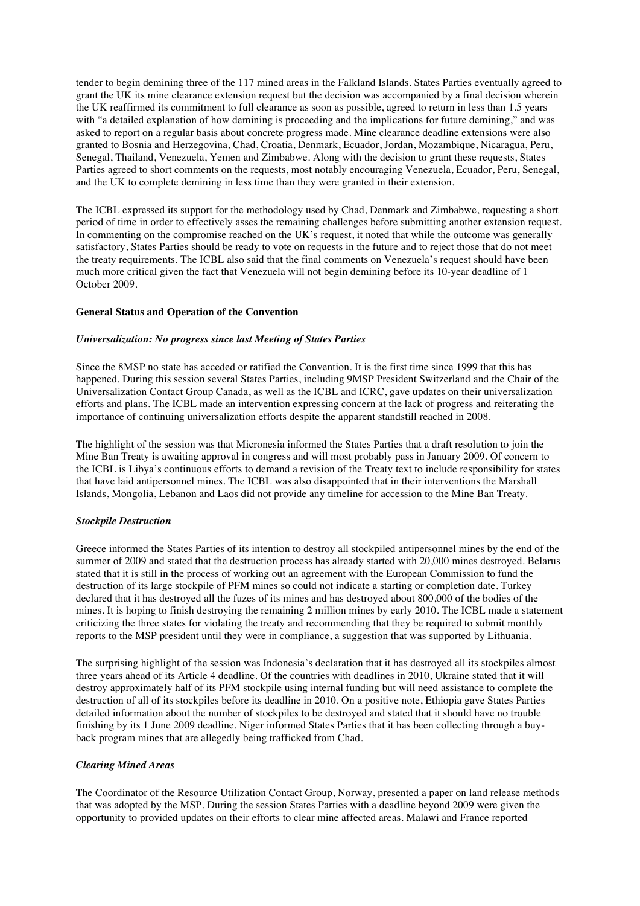tender to begin demining three of the 117 mined areas in the Falkland Islands. States Parties eventually agreed to grant the UK its mine clearance extension request but the decision was accompanied by a final decision wherein the UK reaffirmed its commitment to full clearance as soon as possible, agreed to return in less than 1.5 years with "a detailed explanation of how demining is proceeding and the implications for future demining," and was asked to report on a regular basis about concrete progress made. Mine clearance deadline extensions were also granted to Bosnia and Herzegovina, Chad, Croatia, Denmark, Ecuador, Jordan, Mozambique, Nicaragua, Peru, Senegal, Thailand, Venezuela, Yemen and Zimbabwe. Along with the decision to grant these requests, States Parties agreed to short comments on the requests, most notably encouraging Venezuela, Ecuador, Peru, Senegal, and the UK to complete demining in less time than they were granted in their extension.

The ICBL expressed its support for the methodology used by Chad, Denmark and Zimbabwe, requesting a short period of time in order to effectively asses the remaining challenges before submitting another extension request. In commenting on the compromise reached on the UK's request, it noted that while the outcome was generally satisfactory, States Parties should be ready to vote on requests in the future and to reject those that do not meet the treaty requirements. The ICBL also said that the final comments on Venezuela's request should have been much more critical given the fact that Venezuela will not begin demining before its 10-year deadline of 1 October 2009.

**General Status and Operation of the Convention**

***Universalization: No progress since last Meeting of States Parties***

Since the 8MSP no state has acceded or ratified the Convention. It is the first time since 1999 that this has happened. During this session several States Parties, including 9MSP President Switzerland and the Chair of the Universalization Contact Group Canada, as well as the ICBL and ICRC, gave updates on their universalization efforts and plans. The ICBL made an intervention expressing concern at the lack of progress and reiterating the importance of continuing universalization efforts despite the apparent standstill reached in 2008.

The highlight of the session was that Micronesia informed the States Parties that a draft resolution to join the Mine Ban Treaty is awaiting approval in congress and will most probably pass in January 2009. Of concern to the ICBL is Libya's continuous efforts to demand a revision of the Treaty text to include responsibility for states that have laid antipersonnel mines. The ICBL was also disappointed that in their interventions the Marshall Islands, Mongolia, Lebanon and Laos did not provide any timeline for accession to the Mine Ban Treaty.

***Stockpile Destruction***

Greece informed the States Parties of its intention to destroy all stockpiled antipersonnel mines by the end of the summer of 2009 and stated that the destruction process has already started with 20,000 mines destroyed. Belarus stated that it is still in the process of working out an agreement with the European Commission to fund the destruction of its large stockpile of PFM mines so could not indicate a starting or completion date. Turkey declared that it has destroyed all the fuzes of its mines and has destroyed about 800,000 of the bodies of the mines. It is hoping to finish destroying the remaining 2 million mines by early 2010. The ICBL made a statement criticizing the three states for violating the treaty and recommending that they be required to submit monthly reports to the MSP president until they were in compliance, a suggestion that was supported by Lithuania.

The surprising highlight of the session was Indonesia's declaration that it has destroyed all its stockpiles almost three years ahead of its Article 4 deadline. Of the countries with deadlines in 2010, Ukraine stated that it will destroy approximately half of its PFM stockpile using internal funding but will need assistance to complete the destruction of all of its stockpiles before its deadline in 2010. On a positive note, Ethiopia gave States Parties detailed information about the number of stockpiles to be destroyed and stated that it should have no trouble finishing by its 1 June 2009 deadline. Niger informed States Parties that it has been collecting through a buy-back program mines that are allegedly being trafficked from Chad.

***Clearing Mined Areas***

The Coordinator of the Resource Utilization Contact Group, Norway, presented a paper on land release methods that was adopted by the MSP. During the session States Parties with a deadline beyond 2009 were given the opportunity to provided updates on their efforts to clear mine affected areas. Malawi and France reported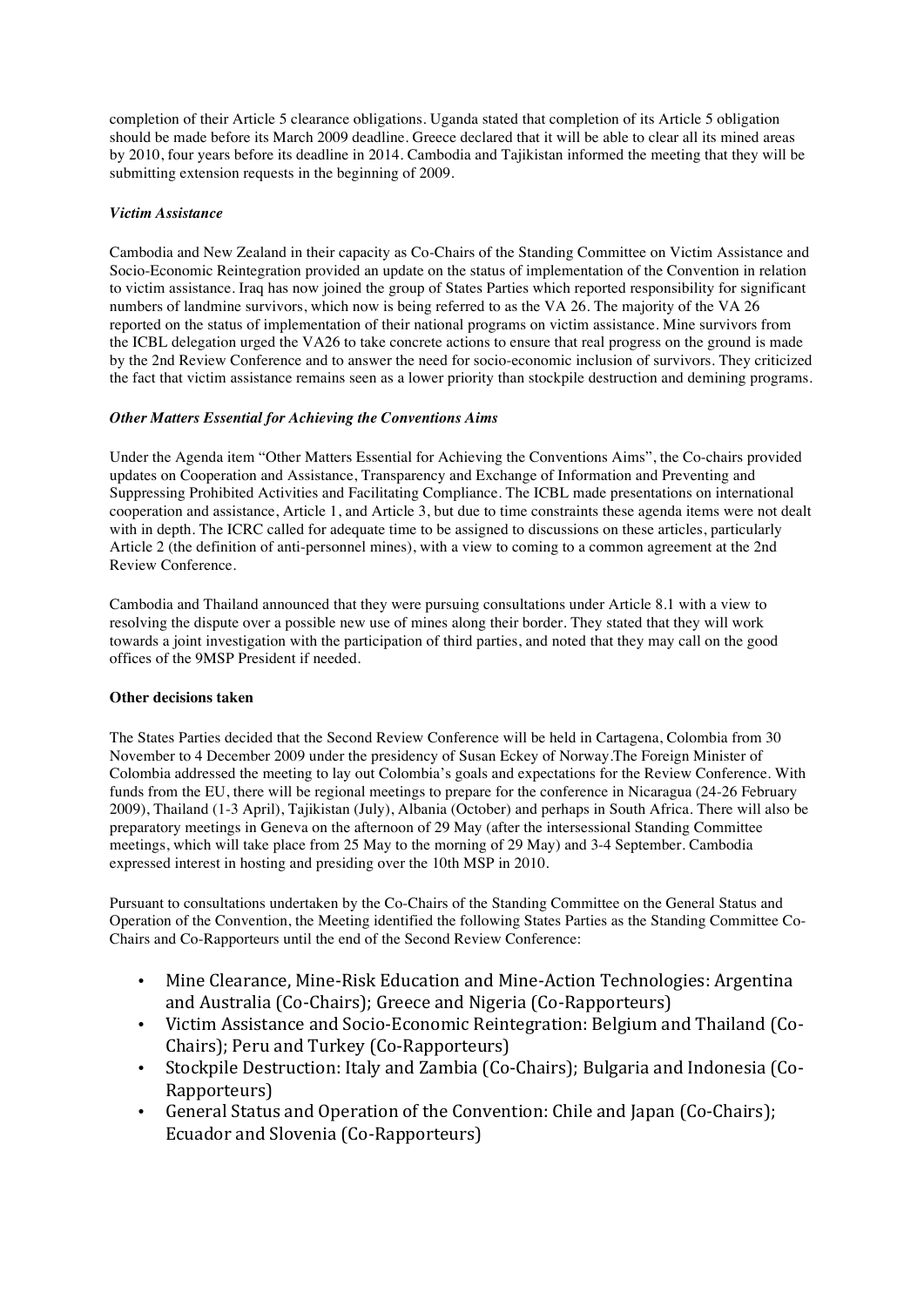completion of their Article 5 clearance obligations. Uganda stated that completion of its Article 5 obligation should be made before its March 2009 deadline. Greece declared that it will be able to clear all its mined areas by 2010, four years before its deadline in 2014. Cambodia and Tajikistan informed the meeting that they will be submitting extension requests in the beginning of 2009.

### *Victim Assistance*

Cambodia and New Zealand in their capacity as Co-Chairs of the Standing Committee on Victim Assistance and Socio-Economic Reintegration provided an update on the status of implementation of the Convention in relation to victim assistance. Iraq has now joined the group of States Parties which reported responsibility for significant numbers of landmine survivors, which now is being referred to as the VA 26. The majority of the VA 26 reported on the status of implementation of their national programs on victim assistance. Mine survivors from the ICBL delegation urged the VA26 to take concrete actions to ensure that real progress on the ground is made by the 2nd Review Conference and to answer the need for socio-economic inclusion of survivors. They criticized the fact that victim assistance remains seen as a lower priority than stockpile destruction and demining programs.

### *Other Matters Essential for Achieving the Conventions Aims*

Under the Agenda item "Other Matters Essential for Achieving the Conventions Aims", the Co-chairs provided updates on Cooperation and Assistance, Transparency and Exchange of Information and Preventing and Suppressing Prohibited Activities and Facilitating Compliance. The ICBL made presentations on international cooperation and assistance, Article 1, and Article 3, but due to time constraints these agenda items were not dealt with in depth. The ICRC called for adequate time to be assigned to discussions on these articles, particularly Article 2 (the definition of anti-personnel mines), with a view to coming to a common agreement at the 2nd Review Conference.

Cambodia and Thailand announced that they were pursuing consultations under Article 8.1 with a view to resolving the dispute over a possible new use of mines along their border. They stated that they will work towards a joint investigation with the participation of third parties, and noted that they may call on the good offices of the 9MSP President if needed.

### **Other decisions taken**

The States Parties decided that the Second Review Conference will be held in Cartagena, Colombia from 30 November to 4 December 2009 under the presidency of Susan Eckey of Norway.The Foreign Minister of Colombia addressed the meeting to lay out Colombia's goals and expectations for the Review Conference. With funds from the EU, there will be regional meetings to prepare for the conference in Nicaragua (24-26 February 2009), Thailand (1-3 April), Tajikistan (July), Albania (October) and perhaps in South Africa. There will also be preparatory meetings in Geneva on the afternoon of 29 May (after the intersessional Standing Committee meetings, which will take place from 25 May to the morning of 29 May) and 3-4 September. Cambodia expressed interest in hosting and presiding over the 10th MSP in 2010.

Pursuant to consultations undertaken by the Co-Chairs of the Standing Committee on the General Status and Operation of the Convention, the Meeting identified the following States Parties as the Standing Committee Co-Chairs and Co-Rapporteurs until the end of the Second Review Conference:

- Mine Clearance, Mine-Risk Education and Mine-Action Technologies: Argentina and Australia (Co-Chairs); Greece and Nigeria (Co-Rapporteurs)
- Victim Assistance and Socio-Economic Reintegration: Belgium and Thailand (Co-Chairs); Peru and Turkey (Co-Rapporteurs)
- Stockpile Destruction: Italy and Zambia (Co-Chairs); Bulgaria and Indonesia (Co-Rapporteurs)
- General Status and Operation of the Convention: Chile and Japan (Co-Chairs); Ecuador and Slovenia (Co-Rapporteurs)